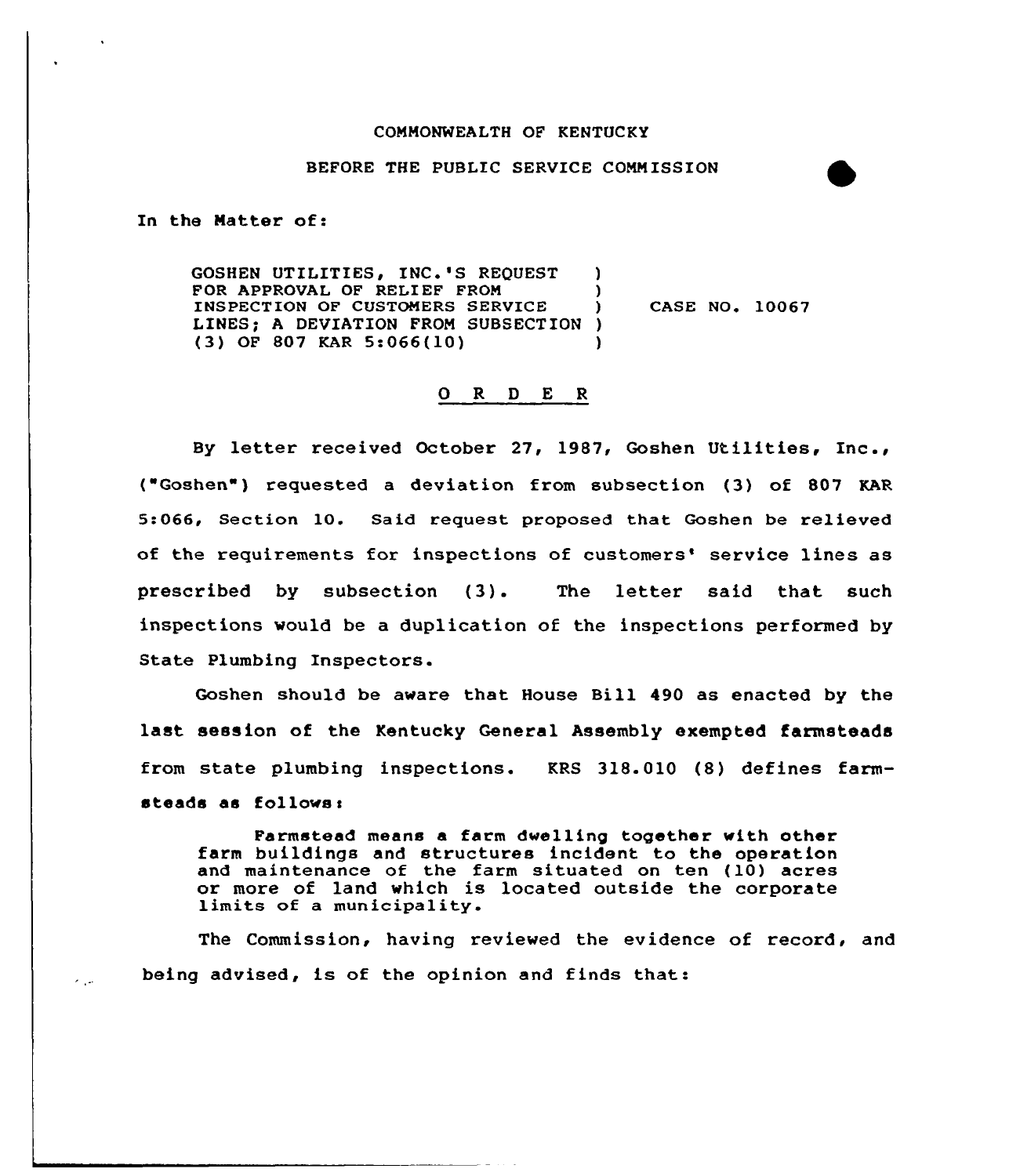COMMONWEALTH OF KENTUCKY

BEFORE THE PUBLIC SERVICE COMMISSION

In the Matter of:

GOSHEN UTILITIES, INC.'S REQUEST FOR APPROVAL OF RELIEF FROM INSPECTION OF CUSTOMERS SERVICE LINES; A DEVIATION FROM SUBSECTION (3) OF 807 KAR 5:066(10) ) CASE NO. 10067

# O R D E R

By letter received October 27, 1987, Goshen Utilities, Inc., ("Goshen") requested a deviation from subsection (3) of 807 KAR 5:066, Section 10. Said request proposed that Goshen be relieved of the requirements for inspections of customers' service lines as prescribed by subsection (3). The letter said that such inspections would be a duplication of the inspections performed by State Plumbing Inspectors.

Goshen should be aware that House Bill 490 as enacted by the last session of the Kentucky General Assembly exempted farmsteads from state plumbing inspections. KRS 318.010 (8) defines farmsteads as follows:

> Farmstead means a farm dwelling together with other farm buildings and structures incident to the operation and maintenance of the farm situated on ten (10) acres or more of land which is located outside the corporate limits of a municipality.

The Commission, having reviewed the evidence of record, and being advised, is of the opinion and finds that: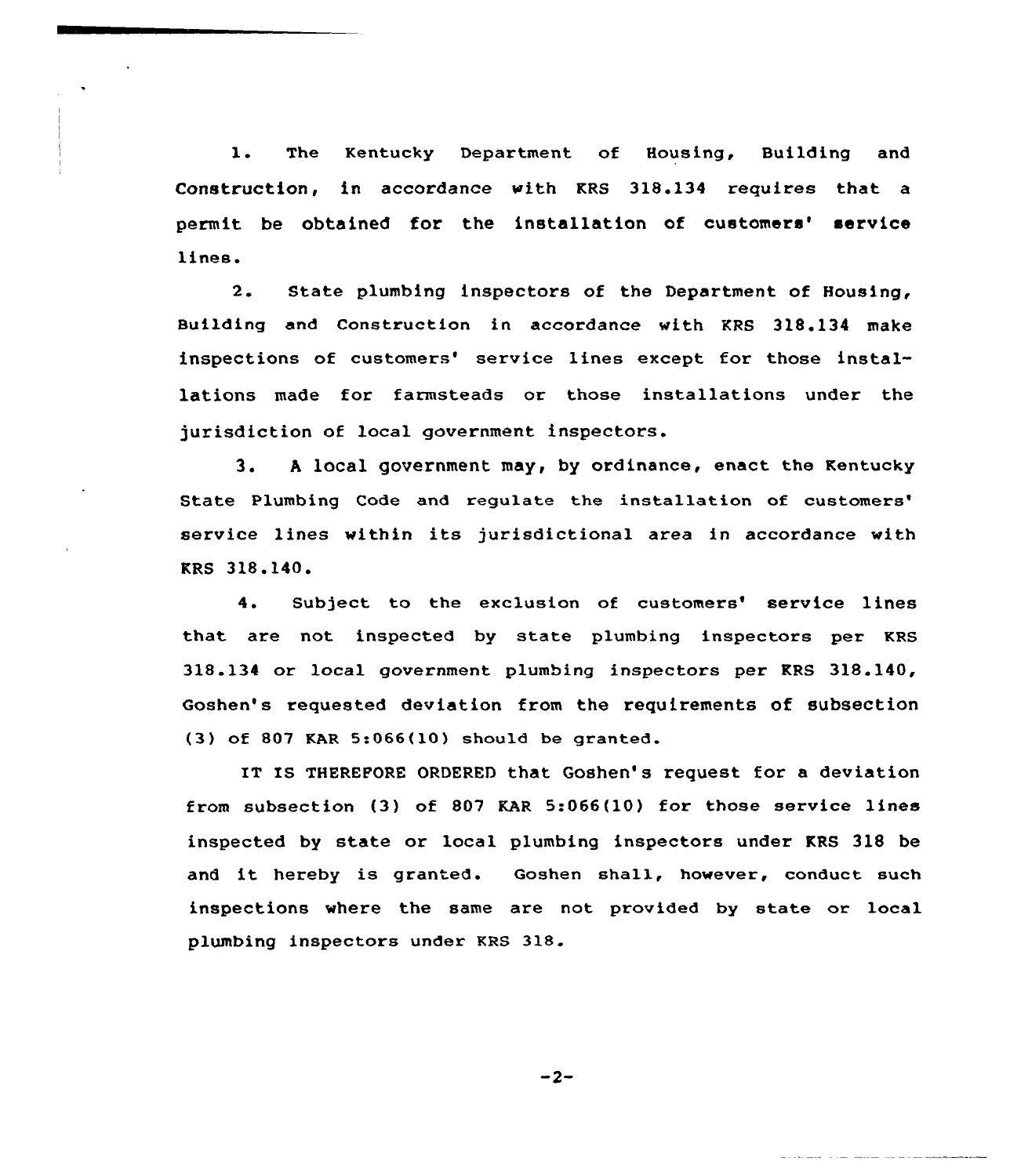1. The Kentucky Department of Housing, Building and Construction, in accordance with KRS 318.134 requires that a permit be obtained for the installation of customers' service lines.

2. State plumbing inspectors of the Department of Housing, Building and Construction in accordance with KRS 318.134 make inspections of customers' service lines except for those installations made for farmsteads or those installations under the jurisdiction of local government inspectors.

3. A local government may, by ordinance, enact the Kentucky State Plumbing Code and regulate the installation of customers' service lines within its jurisdictional area in accordance with KRS 318.140.

4. Subject to the exclusion of customers' service lines that are not inspected by state plumbing inspectors per KRS 318.134 or local government plumbing inspectors per KRS 318.140, Goshen's requested deviation from the requirements of subsection (3) of 807 KAR 5:066(10) should be granted.

IT IS THEREFORE ORDERED that Goshen's request for a deviation from subsection (3) of 807 KAR 5:066(10) for those service lines inspected by state or local plumbing inspectors under KRS 318 be and it hereby is granted. Goshen shall, however, conduct such inspections where the same are not provided by state or local plumbing inspectors under KRS 318.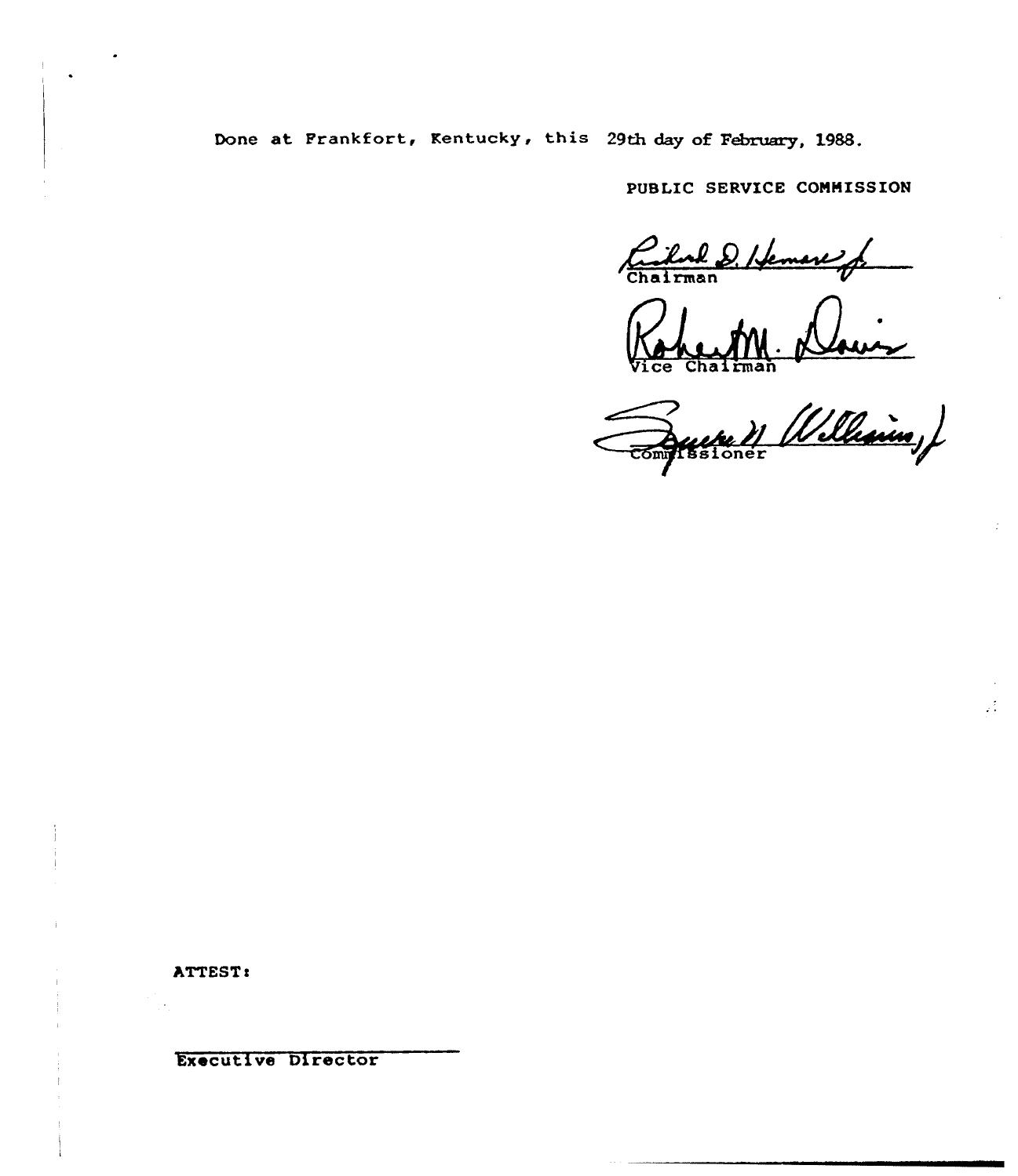Done at Frankfort, Kentucky, this 29th day of February, 1988.

PUBLIC SERVICE COMMISSION

Chairman

Vice Chairman

Commissioner

ATTEST:

Executive Director